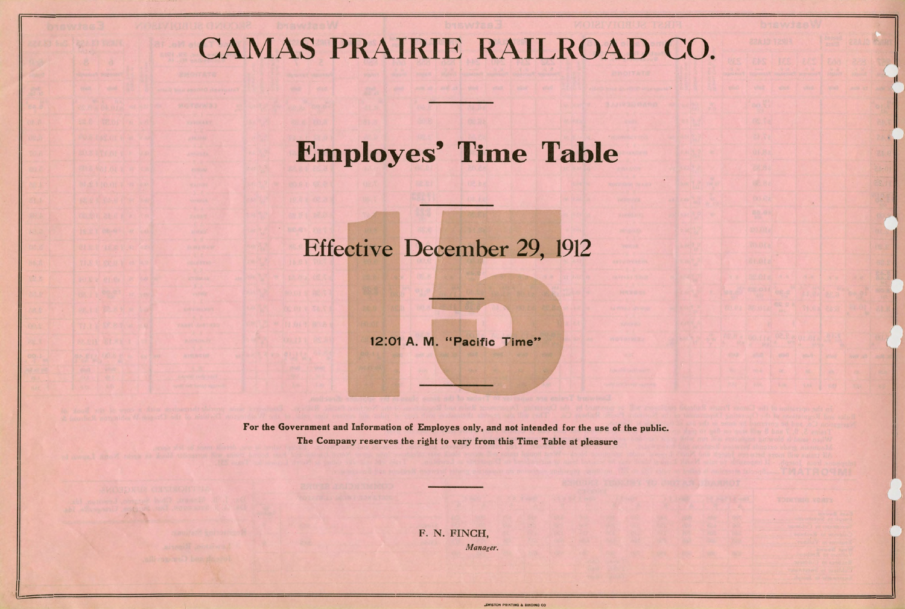# CAMAS PRAIRIE RAILROAD CO.

## Employes' Time Table

15

## Effective December 29, 1912

**12:01 A. M. "Pacific Time"**

**For the Government and Information of Employes only, and not intended for the use of the public.**
**The Company reserves the right to vary from this Time Table at pleasure**

F. N. FINCH,
*Manager.*

LEWISTON PRINTING & BINDING CO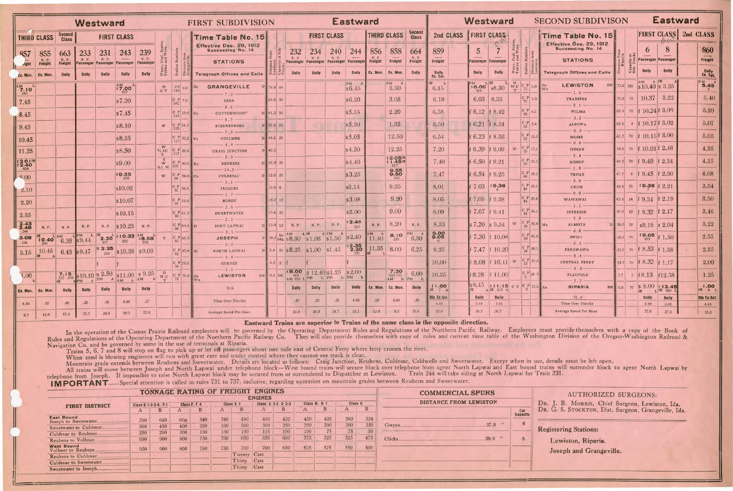# FIRST SUBDIVISION

**Time Table No. 15**
Effective Dec. 29, 1912
Succeeding No. 14

| Westward: THIRD CLASS 857 Freight Ex. Mon. | 855 Freight Ex. Mon. | Second Class 663 Freight Daily | FIRST CLASS 233 Passenger Daily | 231 Passenger Daily | 243 Passenger Daily | 239 Passenger Daily | Water, Coal, Scales, Tables and Wyes | Station Numbers | Distance from Grangeville | Telegraph Offices and Calls | STATIONS | Distance From Lewiston | Capacity of Side Tracks | Eastward: FIRST CLASS 232 Passenger Daily | 234 Passenger Daily | 240 Passenger Daily | 244 Passenger Daily | THIRD CLASS 856 Freight Ex. Mon. | 858 Freight Ex. Mon. | Second Class 664 Freight Daily |
|---|---|---|---|---|---|---|---|---|---|---|---|---|---|---|---|---|---|---|---|---|
| AM 7.10 L 243 | | | | | AM 7.00 L 857 | | W C Y | C P 149 | 0.0 | Gr | GRANGEVILLE D | 76.8 | 60 | | | | PM s6.45 A | | PM 3.50 A | |
| | | | | | | | | | | | 7.0 | | | | | | | | | |
| 7.45 | | | | | s7.20 | | | C P 142 | 7.0 | | FENN | 69.8 | 35 | | | | s6.20 | | 3.05 | |
| | | | | | | | | | | | 8.6 | | | | | | | | | |
| 8.45 | | | | | s7.45 | | | C P 133 | 15.6 | Co | COTTONWOOD* D | 61.2 | 50 | | | | s5.55 | | 2.20 | |
| | | | | | | | | | | | 8.7 | | | | | | | | | |
| 9.45 | | | | | s8.10 | | W | C P 125 | 24.3 | | STEUNENBERG P | 52.5 | 20 | | | | s5.30 | | 1.35 | |
| | | | | | | | | | | | 7.9 | | | | | | | | | |
| 10.45 | | | | | s8.35 | | | C P 117 | 32.2 | Vo | VOLLMER D | 44.6 | 30 | | | | s5.05 | | 12.50 | |
| | | | | | | | | | | | 4.4 | | | | | | | | | |
| 11.25 | | | | | s8.50 | | W ¾ Mi E | C P 113 | 36.6 | | CRAIG JUNCTION P | 40.2 | | | | | s4.50 | | 12.25 | |
| | | | | | | | | | | | 3.9 | | | | | | | | | |
| 12.01 PM 12.40 858 | | | | | s9.00 | | Y W 6.1 W | C P 109 | 40.5 | Ru | REUBENS D | 36.3 | 30 | | | | s4.40 | | 12.05 AM 11.45 857 | |
| | | | | | | | | | | | 14.3 | | | | | | | | | |
| 2.00 | | | | | s9.55 858 | | W | C P 94 | 54.8 | Cu | CULDESAC D | 22.0 | 20 | | | | s3.25 | | 9.55 9.50 243 | |
| | | | | | | | | | | | 2.1 | | | | | | | | | |
| 2.10 | | | | | s10.02 | | | C P 92 | 56.9 | | JACQUES | 19.9 | 8 | | | | s3.14 | | 9.35 | |
| | | | | | | | | | | | 1.7 | | | | | | | | | |
| 2.20 | | | | | s10.07 | | | C P 91 | 58.6 | | BUNDY | 18.2 | 15 | | | | s3.08 | | 9.20 | |
| | | | | | | | | | | | 2.6 | | | | | | | | | |
| 2.35 | | | | | s10.15 | | | C P 88 | 61.2 | | SWEETWATER | 15.6 | 20 | | | | s3.00 | | 9.00 | |
| | | | | | | | | | | | 2.2 | | | | | | | | | |
| 2.43 2.48 244 | N. P. | N. P. | N. P. | N. P. | s10.23 | N. P. | | C P 86 | 63.4 | Fl | FORT LAPWAI D | 13.4 | 12 | N. P. | N. P. | N. P. | s2.48 857 | N. P. | 8.20 | N. P. |
| | | | | | | | | | | | 3.1 | | | | | | | | | |
| 3.08 231 | AM 10.40 L 243 | AM 6.35 L | PM s9.44 | PM 2.20 857 | s10.33 855 | AM s8.58 L 858 | Y | C P 83 | 66.5 | | JOSEPH P | 10.3 | No Sdg. | AM s8.30 A | PM s1.05 A | PM s1.50 A | s2.40 | AM 11.40 A | 8.10 239 | PM 6.30 A |
| | | | | | | | | | | | 0.9 | | | | | | | | | |
| 3.15 AM | 10.45 A | 6.45 | s9.47 | s2.25 244 | s10.38 | s9.03 | | C P 82 | 67.4 | Nl | NORTH LAPWAI D | 9.4 | 50 | s8.25 | s1.00 | s1.45 | s2.35 2.20 231 | 11.35 AM L | 8.00 | 6.25 |
| | | | | | | | | | | | 5.9 | | | | | | | | | |
| | | | f | | | | | C P 76 | 73.3 | | GURNEY | 3.5 | 2 | f | f | | f | | | |
| | | | | | | | | | | | 3.5 | | | | | | | | | |
| 4.00 A | | 7.15 232 855 AM A | s10.10 PM A | s2.50 PM A | s11.00 AM A | s9.25 AM A | W C T | C P 72 | 76.8 | De Wn | LEWISTON DN | 0.0 | 180 | s8.00 663 AM 858 L | s12.40 PM L | s1.25 PM L | s2.00 PM L | | 7.20 663 232 AM L | 6.00 PM L |
| Ex. Mon. | Ex. Mon. | Daily | Daily | Daily | Daily | Daily | | | | | 76.8 | | | Daily | Daily | Daily | Daily | Ex. Mon. | Ex. Mon. | Daily |
| 8.50 | .05 | .40 | .26 | .30 | 4.00 | .27 | | | | | Time Over District | | | .30 | .23 | .25 | 4.45 | .05 | 8.00 | .30 |
| 8.7 | 12.0 | 15.0 | 23.7 | 20.4 | 19.2 | 22.8 | | | | | Average Speed Per Hour | | | 20.4 | 26.9 | 24.7 | 16.1 | 12.0 | 9.5 | 20.4 |

# SECOND SUBDIVISON

**Time Table No. 15**
Effective Dec. 29, 1912
Succeeding No. 14

| Westward: 2nd CLASS 859 Freight Daily Ex. Sat. | FIRST CLASS 5 Passenger Daily | 7 Passenger Daily | Water, Coal, Scales, Tables and Wyes | Station Numbers | Distance from Lewiston | Telegraph Offices and Calls | STATIONS | Distance From Riparia | Capacity Side Tracks | Eastward: FIRST CLASS 6 Passenger Daily | 8 Passenger Daily | 2nd CLASS 860 Freight Daily Ex. Sat. |
|---|---|---|---|---|---|---|---|---|---|---|---|---|
| AM 6.15 L | PM s6.00 L 860 | AM s8.30 L | W C T | C P 72 | 0.0 | De Wn | LEWISTON DN | 72.0 | 180 | AM s10.40 A | PM s3.25 A | PM 5.45 A 5 |
| | | | | | | | 1.0 | | | | | |
| 6.19 | 6.03 | 8.33 | | C P 71 | 1.0 | | TRANSFER | 71.0 | 15 | 10.37 | 3.22 | 5.40 |
| | | | | | | | 5.1 | | | | | |
| 6.38 | f6.12 | f8.42 | | C P 66 | 6.1 | | WILMA | 65.9 | 70 | f10.24 | f3.09 | 5.20 |
| | | | | | | | 3.3 | | | | | |
| 6.50 | f6.21 | f8.51 | | C P 63 | 9.4 | | ALPOWA | 62.6 | 4 | f10.17 | f3.02 | 5.07 |
| | | | | | | | 0.9 | | | | | |
| 6.54 | f6.23 | f8.53 | | C P 62 | 10.3 | | MOSES | 61.7 | 70 | f10.15 | f3.00 | 5.03 |
| | | | | | | | 6.8 | | | | | |
| 7.20 | f6.39 | f9.09 | W | C P 55 | 17.1 | | INDIAN | 54.9 | 70 | f10.01 | f2.46 | 4.35 |
| | | | | | | | 5.4 | | | | | |
| 7.40 | f6.50 | f9.21 | | C P 50 | 22.5 | | BISHOP | 49.5 | 70 | f9.49 | f2.34 | 4.15 |
| | | | | | | | 1.8 | | | | | |
| 7.47 | f6.54 | f9.25 | | C P 48 | 24.3 | | TRUAX | 47.7 | 4 | f9.45 | f2.30 | 4.08 |
| | | | | | | | 3.8 | | | | | |
| 8.01 | f7.03 | f9.36 6 | | C P 44 | 28.1 | | CRUM | 43.9 | 75 | f9.36 7 | f2.21 | 3.54 |
| | | | | | | | 0.9 | | | | | |
| 8.05 | f7.05 | f9.38 | | C P 43 | 29.0 | | WAWAWAI | 43.0 | 14 | f9.34 | f2.19 | 3.50 |
| | | | | | | | 1.1 | | | | | |
| 8.09 | f7.07 | f9.41 | | C P 42 | 30.1 | | INTERIOR | 41.9 | 19 | f9.32 | f2.17 | 3.46 |
| | | | | | | | 5.9 | | | | | |
| 8.33 | s7.20 | s9.54 | W | C P 36 | 36.0 | Ma | ALMOTA D | 36.0 | 70 | s9.19 | s2.04 | 3.22 |
| | | | | | | | 6.8 | | | | | |
| 9.00 9.05 6 | f7.36 | f10.08 | | C P 29 | 42.8 | | SWIFT | 29.2 | 70 | f9.05 859 | f1.50 | 2.55 |
| | | | | | | | 5.3 | | | | | |
| 9.25 | f7.47 | f10.20 | | C P 24 | 48.1 | | PENAWAWA | 23.9 | 70 | f8.53 | f1.38 | 2.35 |
| | | | | | | | 9.4 | | | | | |
| 10.00 | f8.08 | f10.41 | W | C P 15 | 57.5 | | CENTRAL FERRY | 14.5 | 70 | f8.32 | f1.17 | 2.00 |
| | | | | | | | 8.8 | | | | | |
| 10.35 | f8.28 | f11.00 | | C P 6 | 66.3 | | FLAGPOLE | 5.7 | 3 | f8.13 | f12.58 | 1.25 |
| | | | | | | | 5.7 | | | | | |
| 11.00 AM 7 A | s8.45 PM A | s11.15 AM 859 A | C Y | C P 0 | 72.0 | Ax | RIPARIA DN | 0.0 | 70 | s8.00 AM L | s12.45 PM 860 L | 1.00 PM 8 L |
| Dly. Ex. Sat. | Daily | Daily | | | | | 72.0 | | | Daily | Daily | Dly. Ex. Sat. |
| 4.45 | 2.45 | 2.45 | | | | | Time Over District | | | 2.40 | 2.40 | 4.45 |
| 15.0 | 26.2 | 26.2 | | | | | Average Speed Per Hour | | | 27.0 | 27.0 | 15.0 |

**Eastward Trains are superior to Trains of the same class in the opposite direction.**

In the operation of the Camas Prairie Railroad employees will be governed by the Operating Department Rules and Regulations of the Northern Pacific Railway. Employees must provide themselves with a copy of the Book of Rules and Regulations of the Operating Department of the Northern Pacific Railway Co. They will also provide themselves with copy of rules and current time table of the Washington Division of the Oregon-Washington Railroad & Navigation Co. and be governed by same in the use of terminals at Riparia.

Trains 5, 6, 7 and 8 will stop on flag to pick up or let off passengers about one mile east of Central Ferry where ferry crosses the river.

When sand is blowing engineers will run with great care and under control where they cannot see track is clear.

Mountain grade extends between Reubens and Sweetwater. Derails are located as follows: Craig Junction, Reubens, Culdesac, Caldwells and Sweetwater. Except when in use, derails must be left open.

All trains will move between Joseph and North Lapwai under telephone block—West bound trains will secure block over telephone from agent North Lapwai and East bound trains will surrender block to agent North Lapwai by telephone from Joseph. If impossible to raise North Lapwai block may be secured from or surrendered to Dispatcher at Lewiston. Train 244 will take siding at North Lapwai for Train 231.

**IMPORTANT**—Special attention is called to rules 731 to 737, inclusive, regarding operation on mountain grades between Reubens and Sweetwater.

**TONNAGE RATING OF FREIGHT ENGINES**

| FIRST DISTRICT | Class S 1-2-3-4, F-1 A | B | Class F, F 4 A | B | Class E 1 A | B | Class E 2-3 D 2-3 A | B | Class B, B 1 A | B | Class C A | B |
|---|---|---|---|---|---|---|---|---|---|---|---|---|
| **East Bound** | | | | | | | | | | | | |
| Joseph to Sweetwater | 700 | 640 | 600 | 540 | 540 | 486 | 480 | 432 | 450 | 405 | 360 | 324 |
| Sweetwater to Culdesac | 500 | 450 | 400 | 350 | 350 | 300 | 300 | 250 | 250 | 200 | 200 | 150 |
| Culdesac to Reubens | 250 | 200 | 200 | 150 | 150 | 130 | 125 | 100 | 100 | 75 | 75 | 50 |
| Reubens to Vollmer | 950 | 900 | 800 | 750 | 700 | 650 | 650 | 600 | 575 | 525 | 525 | 475 |
| **West Bound** | | | | | | | | | | | | |
| Vollmer to Reubens | 950 | 900 | 800 | 750 | 750 | 700 | 700 | 650 | 625 | 575 | 550 | 500 |
| Reubens to Culdesac | | | | | | Twenty | Cars | | | | | |
| Culdesac to Sweetwater | | | | | | Thirty | Cars | | | | | |
| Sweetwater to Joseph | | | | | | Thirty | Cars | | | | | |

**COMMERCIAL SPURS**

| DISTANCE FROM LEWISTON | | Car Capacity |
|---|---|---|
| Gwyns | 37.8 " | 6 |
| Clicks | 39.9 " | 8 |

**AUTHORIZED SURGEONS:**

Dr. J. B. Morris, Chief Surgeon, Lewiston, Ida.
Dr. G. S. Stockton, Dist. Surgeon, Grangeville, Ida.

**Registering Stations:**

Lewiston, Riparia.
Joseph and Grangeville.